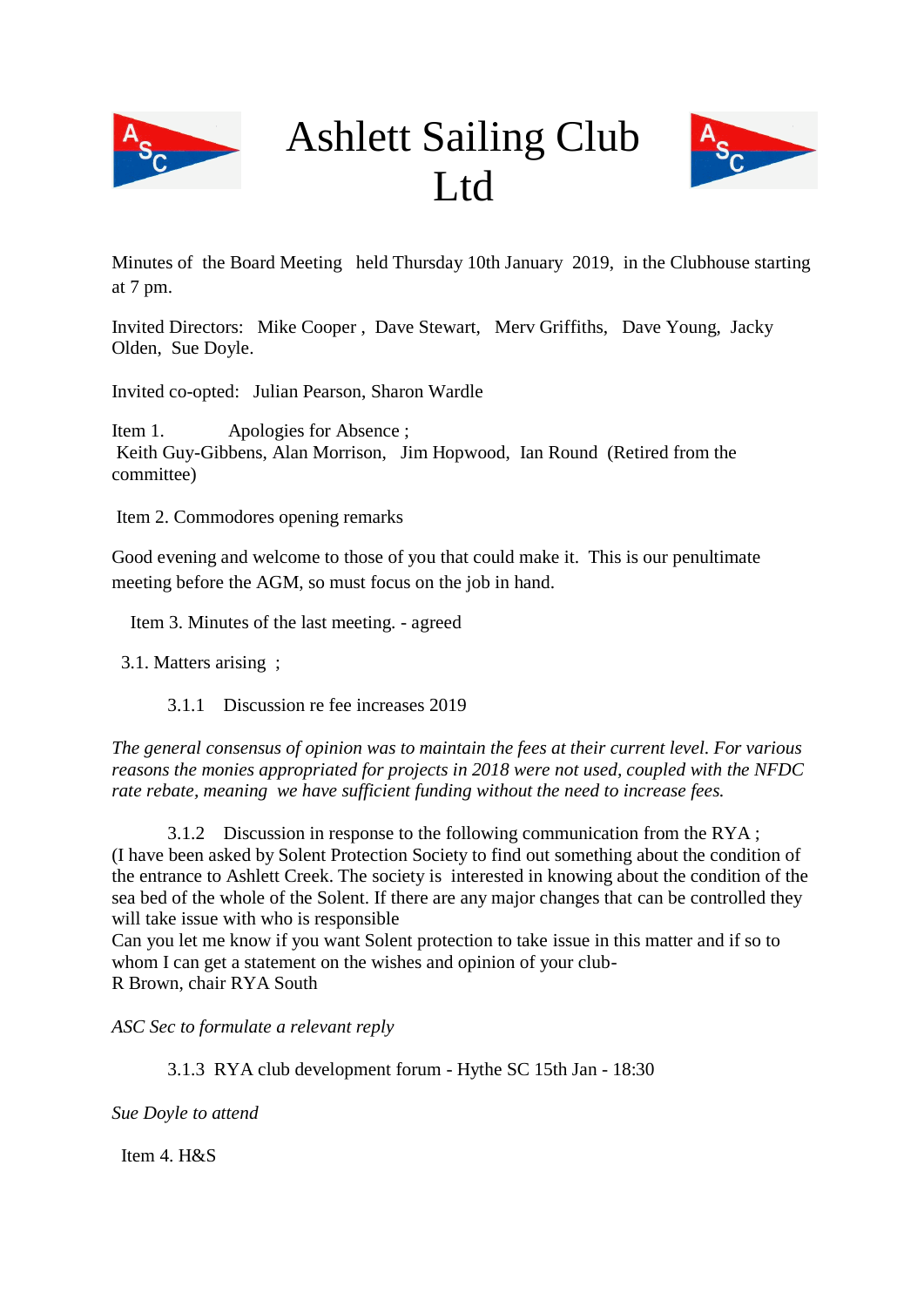# Ashlett Sailing Club Ltd

Minutes of the Board Meeting held Thursday 10th January 2019, in the Clubhouse starting at 7 pm.

Invited Directors: Mike Cooper , Dave Stewart, Merv Griffiths, Dave Young, Jacky Olden, Sue Doyle.

Invited co-opted: Julian Pearson, Sharon Wardle

Item 1. Apologies for Absence ;
Keith Guy-Gibbens, Alan Morrison, Jim Hopwood, Ian Round (Retired from the committee)

Item 2. Commodores opening remarks

Good evening and welcome to those of you that could make it. This is our penultimate meeting before the AGM, so must focus on the job in hand.

Item 3. Minutes of the last meeting. - agreed

3.1. Matters arising ;

3.1.1 Discussion re fee increases 2019

*The general consensus of opinion was to maintain the fees at their current level. For various reasons the monies appropriated for projects in 2018 were not used, coupled with the NFDC rate rebate, meaning we have sufficient funding without the need to increase fees.*

3.1.2 Discussion in response to the following communication from the RYA ;
(I have been asked by Solent Protection Society to find out something about the condition of the entrance to Ashlett Creek. The society is interested in knowing about the condition of the sea bed of the whole of the Solent. If there are any major changes that can be controlled they will take issue with who is responsible
Can you let me know if you want Solent protection to take issue in this matter and if so to whom I can get a statement on the wishes and opinion of your club-
R Brown, chair RYA South

*ASC Sec to formulate a relevant reply*

3.1.3 RYA club development forum - Hythe SC 15th Jan - 18:30

*Sue Doyle to attend*

Item 4. H&S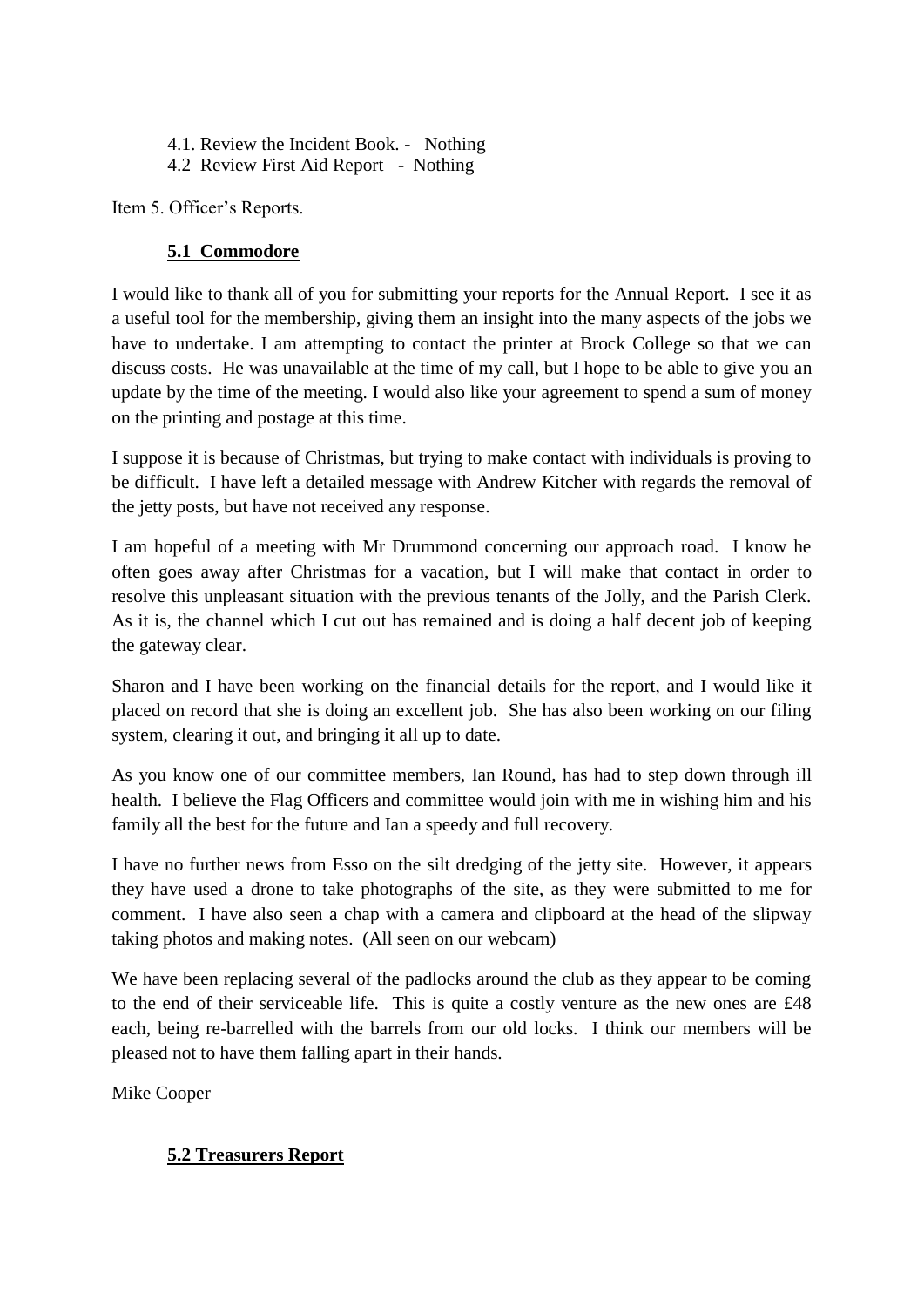4.1. Review the Incident Book. - Nothing
4.2 Review First Aid Report - Nothing

Item 5. Officer's Reports.

**5.1 Commodore**

I would like to thank all of you for submitting your reports for the Annual Report. I see it as a useful tool for the membership, giving them an insight into the many aspects of the jobs we have to undertake. I am attempting to contact the printer at Brock College so that we can discuss costs. He was unavailable at the time of my call, but I hope to be able to give you an update by the time of the meeting. I would also like your agreement to spend a sum of money on the printing and postage at this time.

I suppose it is because of Christmas, but trying to make contact with individuals is proving to be difficult. I have left a detailed message with Andrew Kitcher with regards the removal of the jetty posts, but have not received any response.

I am hopeful of a meeting with Mr Drummond concerning our approach road. I know he often goes away after Christmas for a vacation, but I will make that contact in order to resolve this unpleasant situation with the previous tenants of the Jolly, and the Parish Clerk. As it is, the channel which I cut out has remained and is doing a half decent job of keeping the gateway clear.

Sharon and I have been working on the financial details for the report, and I would like it placed on record that she is doing an excellent job. She has also been working on our filing system, clearing it out, and bringing it all up to date.

As you know one of our committee members, Ian Round, has had to step down through ill health. I believe the Flag Officers and committee would join with me in wishing him and his family all the best for the future and Ian a speedy and full recovery.

I have no further news from Esso on the silt dredging of the jetty site. However, it appears they have used a drone to take photographs of the site, as they were submitted to me for comment. I have also seen a chap with a camera and clipboard at the head of the slipway taking photos and making notes. (All seen on our webcam)

We have been replacing several of the padlocks around the club as they appear to be coming to the end of their serviceable life. This is quite a costly venture as the new ones are £48 each, being re-barrelled with the barrels from our old locks. I think our members will be pleased not to have them falling apart in their hands.

Mike Cooper

**5.2 Treasurers Report**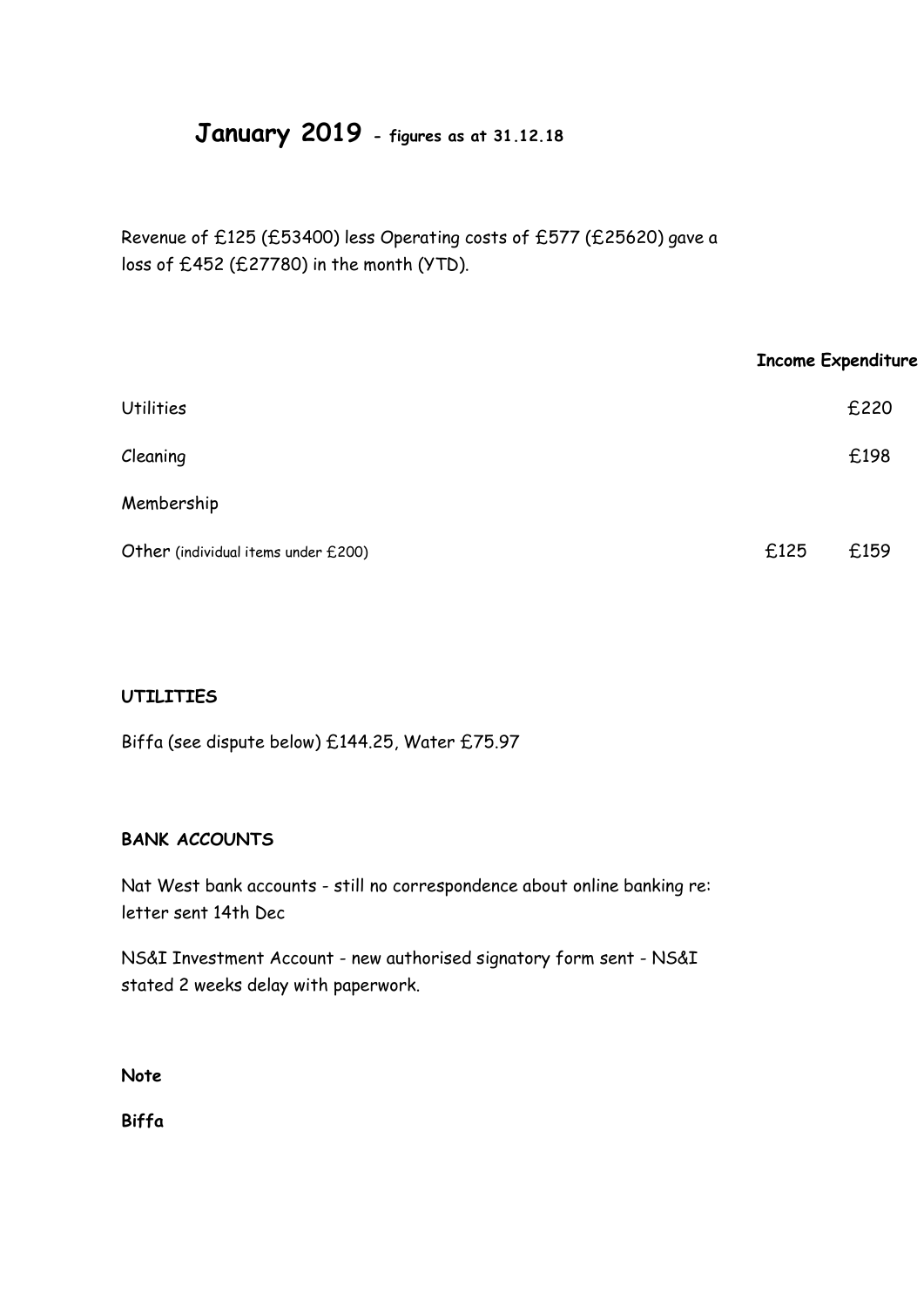# January 2019 - figures as at 31.12.18

Revenue of £125 (£53400) less Operating costs of £577 (£25620) gave a loss of £452 (£27780) in the month (YTD).

| | Income | Expenditure |
|---|---|---|
| Utilities | | £220 |
| Cleaning | | £198 |
| Membership | | |
| Other (individual items under £200) | £125 | £159 |

**UTILITIES**

Biffa (see dispute below) £144.25, Water £75.97

**BANK ACCOUNTS**

Nat West bank accounts - still no correspondence about online banking re: letter sent 14th Dec

NS&I Investment Account - new authorised signatory form sent - NS&I stated 2 weeks delay with paperwork.

**Note**

**Biffa**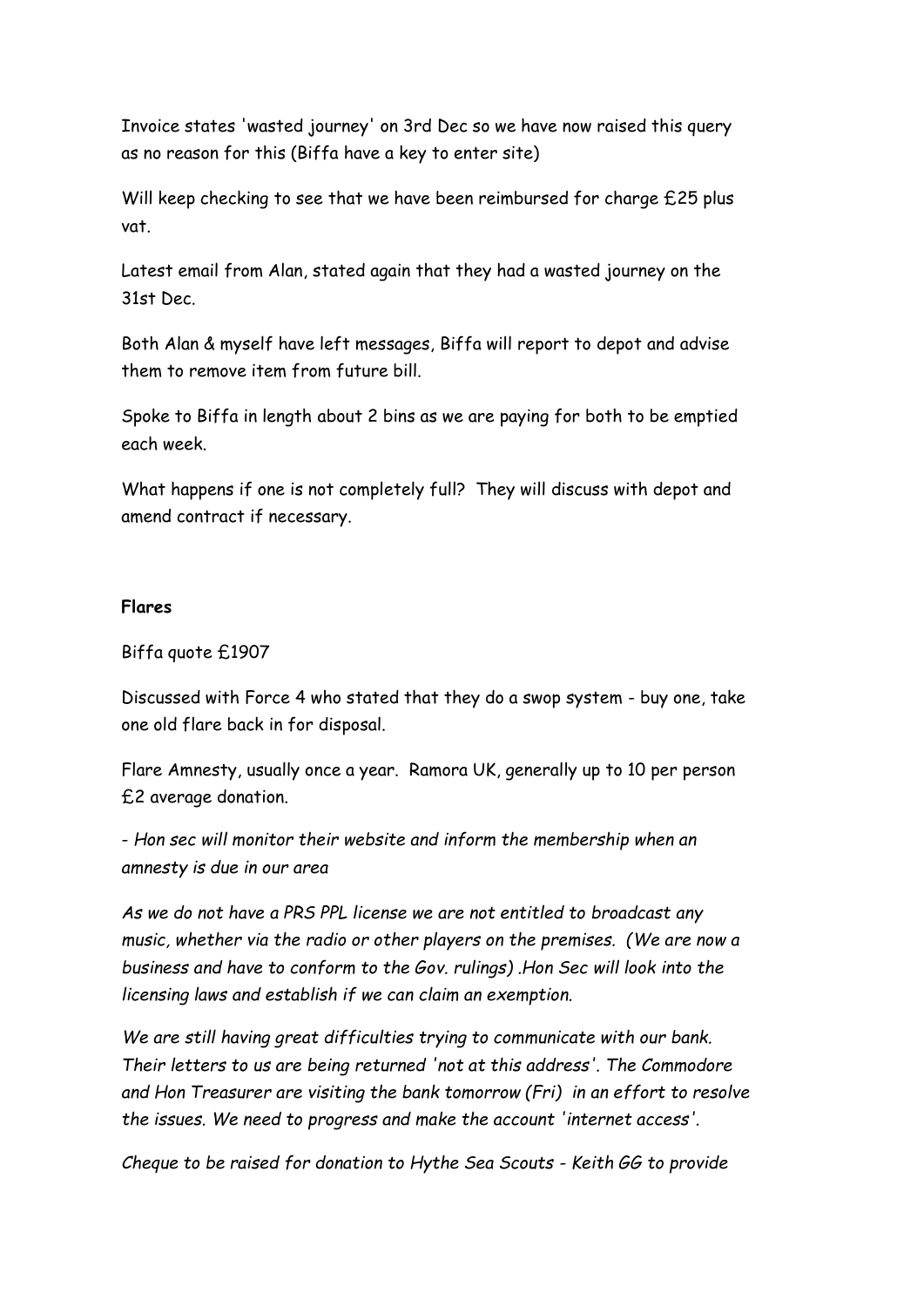Invoice states 'wasted journey' on 3rd Dec so we have now raised this query as no reason for this (Biffa have a key to enter site)

Will keep checking to see that we have been reimbursed for charge £25 plus vat.

Latest email from Alan, stated again that they had a wasted journey on the 31st Dec.

Both Alan & myself have left messages, Biffa will report to depot and advise them to remove item from future bill.

Spoke to Biffa in length about 2 bins as we are paying for both to be emptied each week.

What happens if one is not completely full? They will discuss with depot and amend contract if necessary.

**Flares**

Biffa quote £1907

Discussed with Force 4 who stated that they do a swop system - buy one, take one old flare back in for disposal.

Flare Amnesty, usually once a year. Ramora UK, generally up to 10 per person £2 average donation.

*- Hon sec will monitor their website and inform the membership when an amnesty is due in our area*

*As we do not have a PRS PPL license we are not entitled to broadcast any music, whether via the radio or other players on the premises. (We are now a business and have to conform to the Gov. rulings) .Hon Sec will look into the licensing laws and establish if we can claim an exemption.*

*We are still having great difficulties trying to communicate with our bank. Their letters to us are being returned 'not at this address'. The Commodore and Hon Treasurer are visiting the bank tomorrow (Fri) in an effort to resolve the issues. We need to progress and make the account 'internet access'.*

*Cheque to be raised for donation to Hythe Sea Scouts - Keith GG to provide*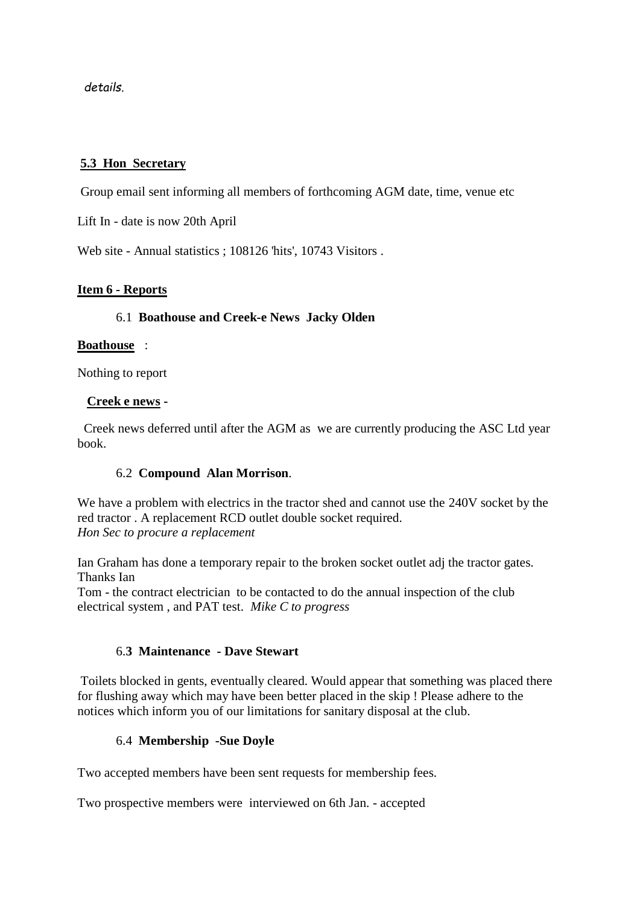*details.*

**5.3 Hon Secretary**

Group email sent informing all members of forthcoming AGM date, time, venue etc

Lift In - date is now 20th April

Web site - Annual statistics ; 108126 'hits', 10743 Visitors .

## Item 6 - Reports

### 6.1 Boathouse and Creek-e News Jacky Olden

**Boathouse** :

Nothing to report

**Creek e news** -

Creek news deferred until after the AGM as we are currently producing the ASC Ltd year book.

### 6.2 Compound Alan Morrison.

We have a problem with electrics in the tractor shed and cannot use the 240V socket by the red tractor . A replacement RCD outlet double socket required.
*Hon Sec to procure a replacement*

Ian Graham has done a temporary repair to the broken socket outlet adj the tractor gates. Thanks Ian
Tom - the contract electrician to be contacted to do the annual inspection of the club electrical system , and PAT test. *Mike C to progress*

### 6.3 Maintenance - Dave Stewart

Toilets blocked in gents, eventually cleared. Would appear that something was placed there for flushing away which may have been better placed in the skip ! Please adhere to the notices which inform you of our limitations for sanitary disposal at the club.

### 6.4 Membership -Sue Doyle

Two accepted members have been sent requests for membership fees.

Two prospective members were interviewed on 6th Jan. - accepted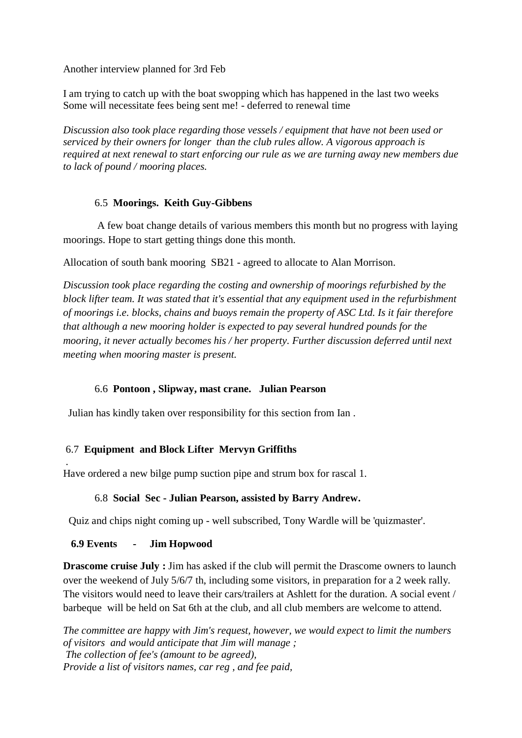Another interview planned for 3rd Feb

I am trying to catch up with the boat swopping which has happened in the last two weeks
Some will necessitate fees being sent me! - deferred to renewal time

*Discussion also took place regarding those vessels / equipment that have not been used or serviced by their owners for longer than the club rules allow. A vigorous approach is required at next renewal to start enforcing our rule as we are turning away new members due to lack of pound / mooring places.*

### 6.5 **Moorings. Keith Guy-Gibbens**

A few boat change details of various members this month but no progress with laying moorings. Hope to start getting things done this month.

Allocation of south bank mooring SB21 - agreed to allocate to Alan Morrison.

*Discussion took place regarding the costing and ownership of moorings refurbished by the block lifter team. It was stated that it's essential that any equipment used in the refurbishment of moorings i.e. blocks, chains and buoys remain the property of ASC Ltd. Is it fair therefore that although a new mooring holder is expected to pay several hundred pounds for the mooring, it never actually becomes his / her property. Further discussion deferred until next meeting when mooring master is present.*

### 6.6 **Pontoon , Slipway, mast crane. Julian Pearson**

Julian has kindly taken over responsibility for this section from Ian .

### 6.7 **Equipment and Block Lifter Mervyn Griffiths**

.
Have ordered a new bilge pump suction pipe and strum box for rascal 1.

### 6.8 **Social Sec - Julian Pearson, assisted by Barry Andrew.**

Quiz and chips night coming up - well subscribed, Tony Wardle will be 'quizmaster'.

### **6.9 Events - Jim Hopwood**

**Drascome cruise July :** Jim has asked if the club will permit the Drascome owners to launch over the weekend of July 5/6/7 th, including some visitors, in preparation for a 2 week rally. The visitors would need to leave their cars/trailers at Ashlett for the duration. A social event / barbeque will be held on Sat 6th at the club, and all club members are welcome to attend.

*The committee are happy with Jim's request, however, we would expect to limit the numbers of visitors and would anticipate that Jim will manage ;*
*The collection of fee's (amount to be agreed),*
*Provide a list of visitors names, car reg , and fee paid,*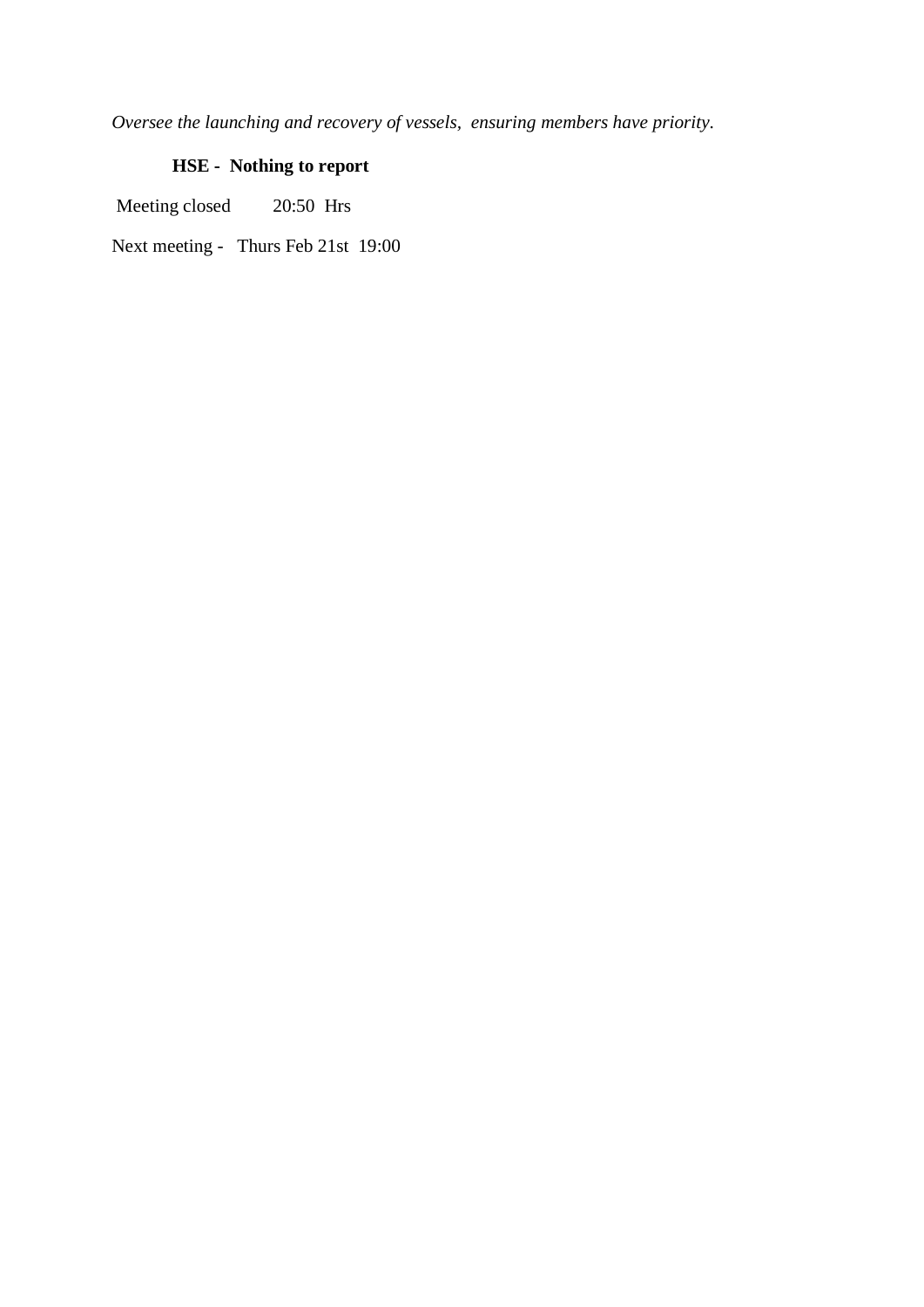*Oversee the launching and recovery of vessels, ensuring members have priority.*

**HSE - Nothing to report**

Meeting closed 20:50 Hrs

Next meeting - Thurs Feb 21st 19:00